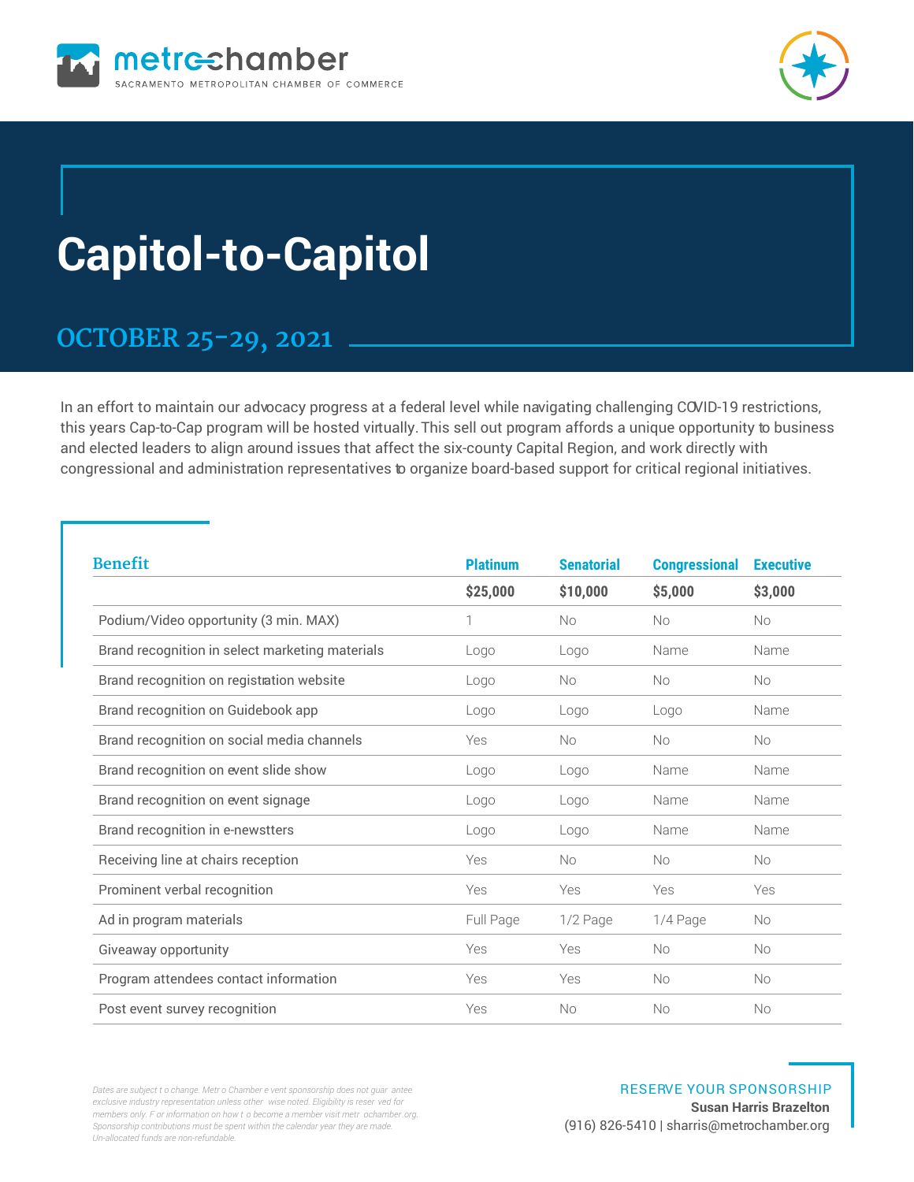metrochamber
SACRAMENTO METROPOLITAN CHAMBER OF COMMERCE

# Capitol-to-Capitol

## OCTOBER 25–29, 2021

In an effort to maintain our advocacy progress at a federal level while navigating challenging COVID-19 restrictions, this years Cap-to-Cap program will be hosted virtually. This sell out program affords a unique opportunity to business and elected leaders to align around issues that affect the six-county Capital Region, and work directly with congressional and administration representatives to organize board-based support for critical regional initiatives.

| Benefit | Platinum | Senatorial | Congressional | Executive |
|---|---|---|---|---|
| | **$25,000** | **$10,000** | **$5,000** | **$3,000** |
| Podium/Video opportunity (3 min. MAX) | 1 | No | No | No |
| Brand recognition in select marketing materials | Logo | Logo | Name | Name |
| Brand recognition on registration website | Logo | No | No | No |
| Brand recognition on Guidebook app | Logo | Logo | Logo | Name |
| Brand recognition on social media channels | Yes | No | No | No |
| Brand recognition on event slide show | Logo | Logo | Name | Name |
| Brand recognition on event signage | Logo | Logo | Name | Name |
| Brand recognition in e-newstters | Logo | Logo | Name | Name |
| Receiving line at chairs reception | Yes | No | No | No |
| Prominent verbal recognition | Yes | Yes | Yes | Yes |
| Ad in program materials | Full Page | 1/2 Page | 1/4 Page | No |
| Giveaway opportunity | Yes | Yes | No | No |
| Program attendees contact information | Yes | Yes | No | No |
| Post event survey recognition | Yes | No | No | No |

*Dates are subject to change. Metro Chamber event sponsorship does not guarantee exclusive industry representation unless otherwise noted. Eligibility is reserved for members only. For information on how to become a member visit metrochamber.org. Sponsorship contributions must be spent within the calendar year they are made. Un-allocated funds are non-refundable.*

RESERVE YOUR SPONSORSHIP
**Susan Harris Brazelton**
(916) 826-5410 | sharris@metrochamber.org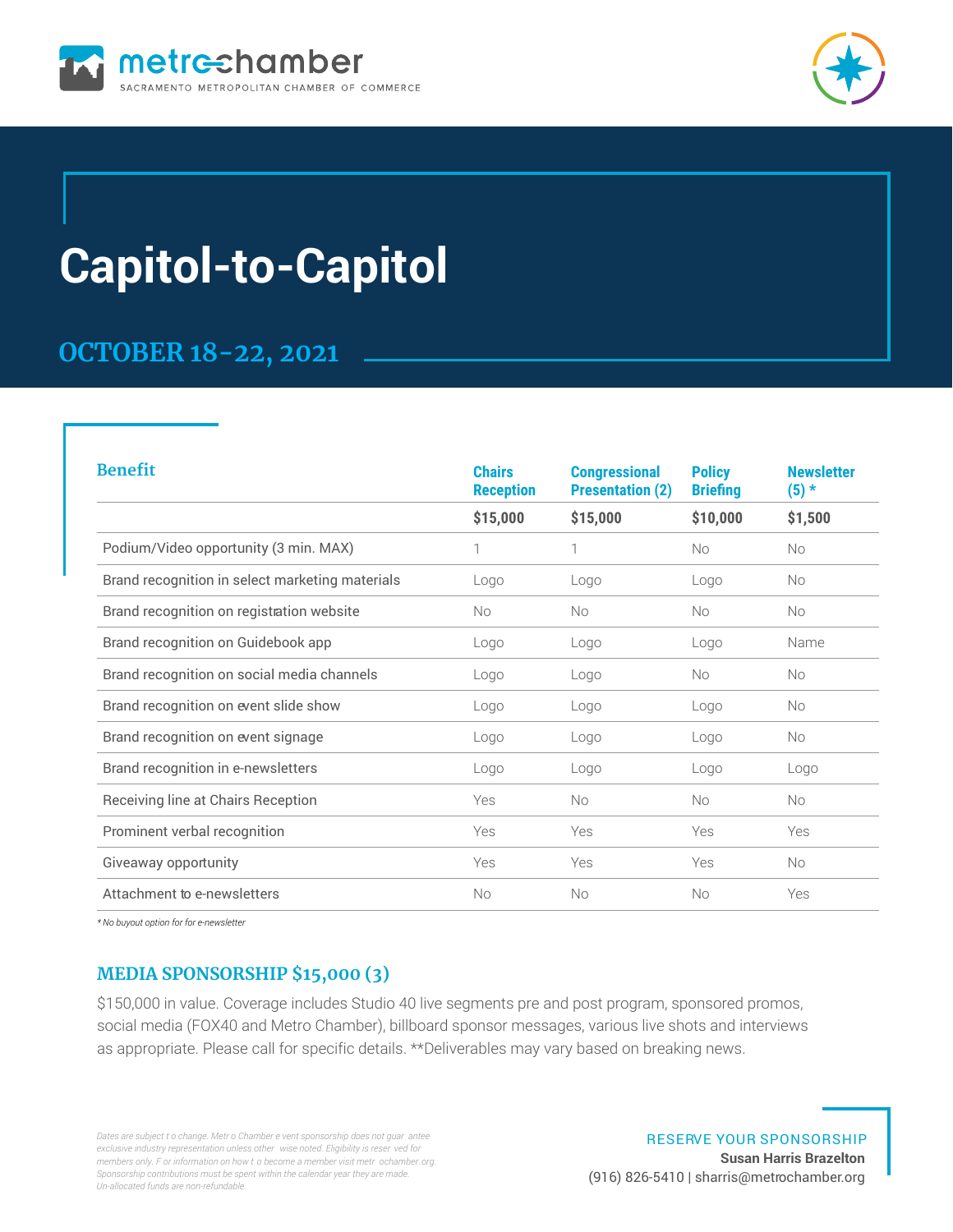metrochamber
SACRAMENTO METROPOLITAN CHAMBER OF COMMERCE

# Capitol-to-Capitol

## OCTOBER 18-22, 2021

| Benefit | Chairs Reception | Congressional Presentation (2) | Policy Briefing | Newsletter (5) * |
|---|---|---|---|---|
| | **$15,000** | **$15,000** | **$10,000** | **$1,500** |
| Podium/Video opportunity (3 min. MAX) | 1 | 1 | No | No |
| Brand recognition in select marketing materials | Logo | Logo | Logo | No |
| Brand recognition on registration website | No | No | No | No |
| Brand recognition on Guidebook app | Logo | Logo | Logo | Name |
| Brand recognition on social media channels | Logo | Logo | No | No |
| Brand recognition on event slide show | Logo | Logo | Logo | No |
| Brand recognition on event signage | Logo | Logo | Logo | No |
| Brand recognition in e-newsletters | Logo | Logo | Logo | Logo |
| Receiving line at Chairs Reception | Yes | No | No | No |
| Prominent verbal recognition | Yes | Yes | Yes | Yes |
| Giveaway opportunity | Yes | Yes | Yes | No |
| Attachment to e-newsletters | No | No | No | Yes |

*\* No buyout option for for e-newsletter*

### MEDIA SPONSORSHIP $15,000 (3)

$150,000 in value. Coverage includes Studio 40 live segments pre and post program, sponsored promos, social media (FOX40 and Metro Chamber), billboard sponsor messages, various live shots and interviews as appropriate. Please call for specific details. **Deliverables may vary based on breaking news.

*Dates are subject to change. Metro Chamber event sponsorship does not guarantee exclusive industry representation unless otherwise noted. Eligibility is reserved for members only. For information on how to become a member visit metrochamber.org. Sponsorship contributions must be spent within the calendar year they are made. Un-allocated funds are non-refundable.*

RESERVE YOUR SPONSORSHIP
**Susan Harris Brazelton**
(916) 826-5410 | sharris@metrochamber.org